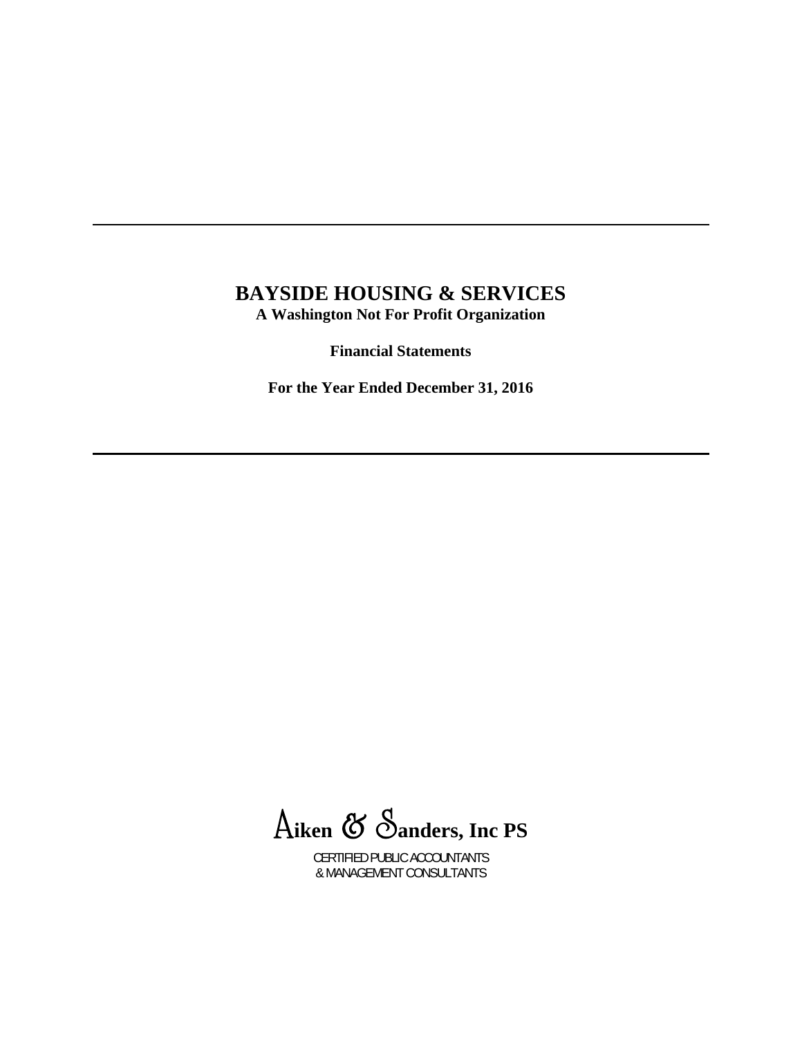# BAYSIDE HOUSING & SERVICES

**A Washington Not For Profit Organization**

**Financial Statements**

**For the Year Ended December 31, 2016**

**Aiken & Sanders, Inc PS**

CERTIFIED PUBLIC ACCOUNTANTS
& MANAGEMENT CONSULTANTS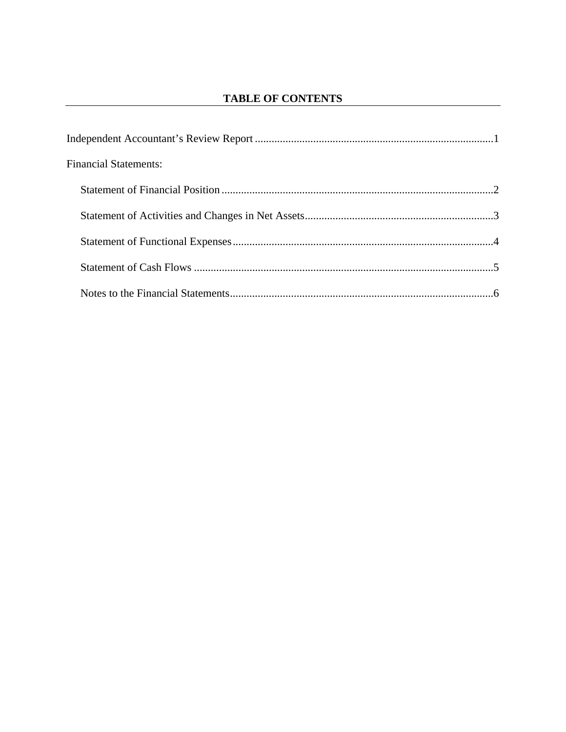# TABLE OF CONTENTS

Independent Accountant's Review Report ....................................................................................1

Financial Statements:

- Statement of Financial Position ..................................................................................................2
- Statement of Activities and Changes in Net Assets ...................................................................3
- Statement of Functional Expenses ..............................................................................................4
- Statement of Cash Flows ............................................................................................................5
- Notes to the Financial Statements ...............................................................................................6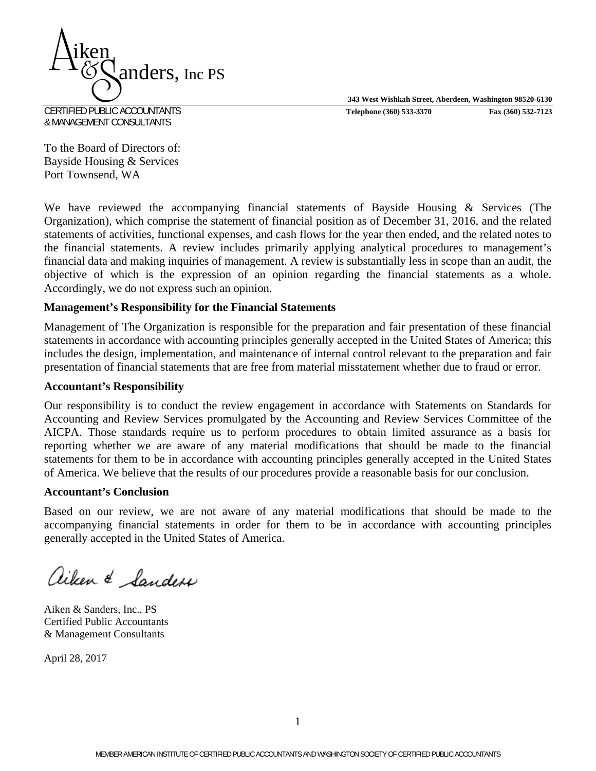Aiken & Sanders, Inc PS

CERTIFIED PUBLIC ACCOUNTANTS
& MANAGEMENT CONSULTANTS

343 West Wishkah Street, Aberdeen, Washington 98520-6130
Telephone (360) 533-3370 Fax (360) 532-7123

To the Board of Directors of:
Bayside Housing & Services
Port Townsend, WA

We have reviewed the accompanying financial statements of Bayside Housing & Services (The Organization), which comprise the statement of financial position as of December 31, 2016, and the related statements of activities, functional expenses, and cash flows for the year then ended, and the related notes to the financial statements. A review includes primarily applying analytical procedures to management's financial data and making inquiries of management. A review is substantially less in scope than an audit, the objective of which is the expression of an opinion regarding the financial statements as a whole. Accordingly, we do not express such an opinion.

**Management's Responsibility for the Financial Statements**

Management of The Organization is responsible for the preparation and fair presentation of these financial statements in accordance with accounting principles generally accepted in the United States of America; this includes the design, implementation, and maintenance of internal control relevant to the preparation and fair presentation of financial statements that are free from material misstatement whether due to fraud or error.

**Accountant's Responsibility**

Our responsibility is to conduct the review engagement in accordance with Statements on Standards for Accounting and Review Services promulgated by the Accounting and Review Services Committee of the AICPA. Those standards require us to perform procedures to obtain limited assurance as a basis for reporting whether we are aware of any material modifications that should be made to the financial statements for them to be in accordance with accounting principles generally accepted in the United States of America. We believe that the results of our procedures provide a reasonable basis for our conclusion.

**Accountant's Conclusion**

Based on our review, we are not aware of any material modifications that should be made to the accompanying financial statements in order for them to be in accordance with accounting principles generally accepted in the United States of America.

*Aiken & Sanders*

Aiken & Sanders, Inc., PS
Certified Public Accountants
& Management Consultants

April 28, 2017

MEMBER AMERICAN INSTITUTE OF CERTIFIED PUBLIC ACCOUNTANTS AND WASHINGTON SOCIETY OF CERTIFIED PUBLIC ACCOUNTANTS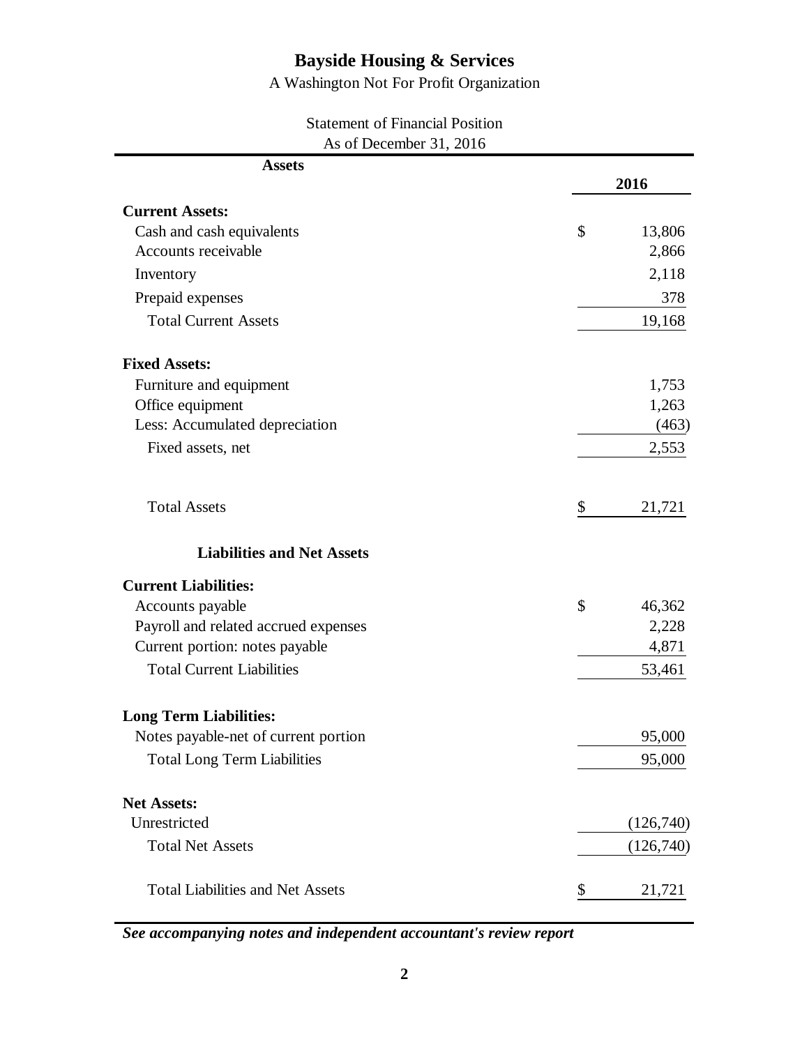# Bayside Housing & Services

A Washington Not For Profit Organization

Statement of Financial Position

As of December 31, 2016

| Assets | | 2016 |
|---|---|---|
| **Current Assets:** | | |
| Cash and cash equivalents | $ | 13,806 |
| Accounts receivable | | 2,866 |
| Inventory | | 2,118 |
| Prepaid expenses | | 378 |
| Total Current Assets | | 19,168 |
| **Fixed Assets:** | | |
| Furniture and equipment | | 1,753 |
| Office equipment | | 1,263 |
| Less: Accumulated depreciation | | (463) |
| Fixed assets, net | | 2,553 |
| Total Assets | $ | 21,721 |
| **Liabilities and Net Assets** | | |
| **Current Liabilities:** | | |
| Accounts payable | $ | 46,362 |
| Payroll and related accrued expenses | | 2,228 |
| Current portion: notes payable | | 4,871 |
| Total Current Liabilities | | 53,461 |
| **Long Term Liabilities:** | | |
| Notes payable-net of current portion | | 95,000 |
| Total Long Term Liabilities | | 95,000 |
| **Net Assets:** | | |
| Unrestricted | | (126,740) |
| Total Net Assets | | (126,740) |
| Total Liabilities and Net Assets | $ | 21,721 |

***See accompanying notes and independent accountant's review report***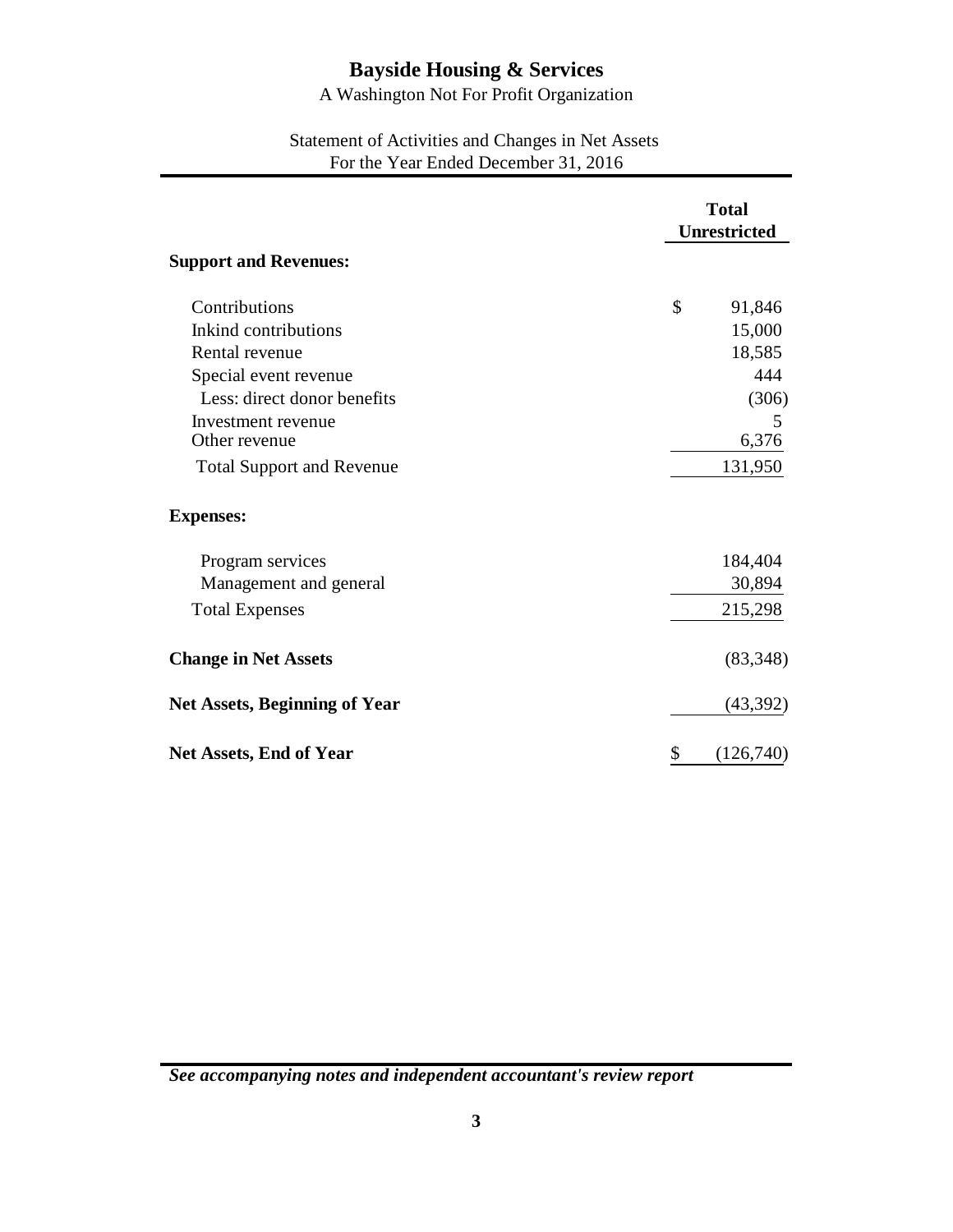# Bayside Housing & Services

A Washington Not For Profit Organization

Statement of Activities and Changes in Net Assets
For the Year Ended December 31, 2016

| | Total Unrestricted |
|---|---|
| **Support and Revenues:** | |
| Contributions | $ 91,846 |
| Inkind contributions | 15,000 |
| Rental revenue | 18,585 |
| Special event revenue | 444 |
| Less: direct donor benefits | (306) |
| Investment revenue | 5 |
| Other revenue | 6,376 |
| Total Support and Revenue | 131,950 |
| **Expenses:** | |
| Program services | 184,404 |
| Management and general | 30,894 |
| Total Expenses | 215,298 |
| **Change in Net Assets** | (83,348) |
| **Net Assets, Beginning of Year** | (43,392) |
| **Net Assets, End of Year** | $ (126,740) |

***See accompanying notes and independent accountant's review report***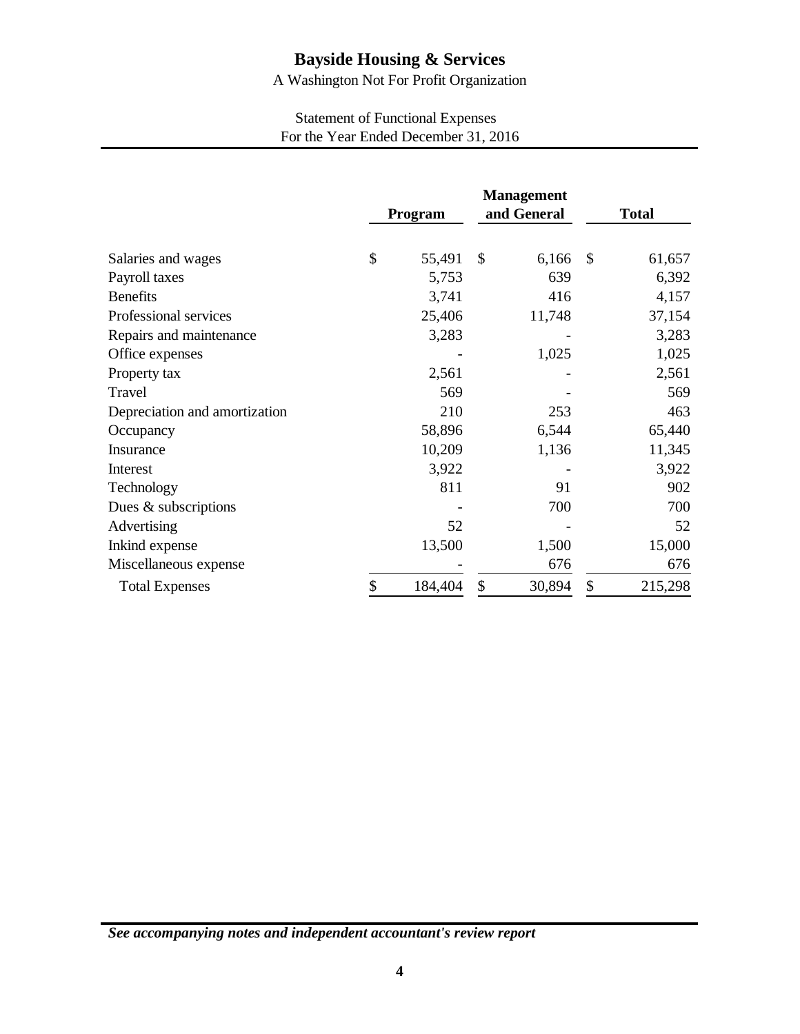# Bayside Housing & Services

A Washington Not For Profit Organization

Statement of Functional Expenses
For the Year Ended December 31, 2016

| | Program | Management and General | Total |
|---|---|---|---|
| Salaries and wages | $ 55,491 | $ 6,166 | $ 61,657 |
| Payroll taxes | 5,753 | 639 | 6,392 |
| Benefits | 3,741 | 416 | 4,157 |
| Professional services | 25,406 | 11,748 | 37,154 |
| Repairs and maintenance | 3,283 | - | 3,283 |
| Office expenses | - | 1,025 | 1,025 |
| Property tax | 2,561 | - | 2,561 |
| Travel | 569 | - | 569 |
| Depreciation and amortization | 210 | 253 | 463 |
| Occupancy | 58,896 | 6,544 | 65,440 |
| Insurance | 10,209 | 1,136 | 11,345 |
| Interest | 3,922 | - | 3,922 |
| Technology | 811 | 91 | 902 |
| Dues & subscriptions | - | 700 | 700 |
| Advertising | 52 | - | 52 |
| Inkind expense | 13,500 | 1,500 | 15,000 |
| Miscellaneous expense | - | 676 | 676 |
| Total Expenses | $ 184,404 | $ 30,894 | $ 215,298 |

***See accompanying notes and independent accountant's review report***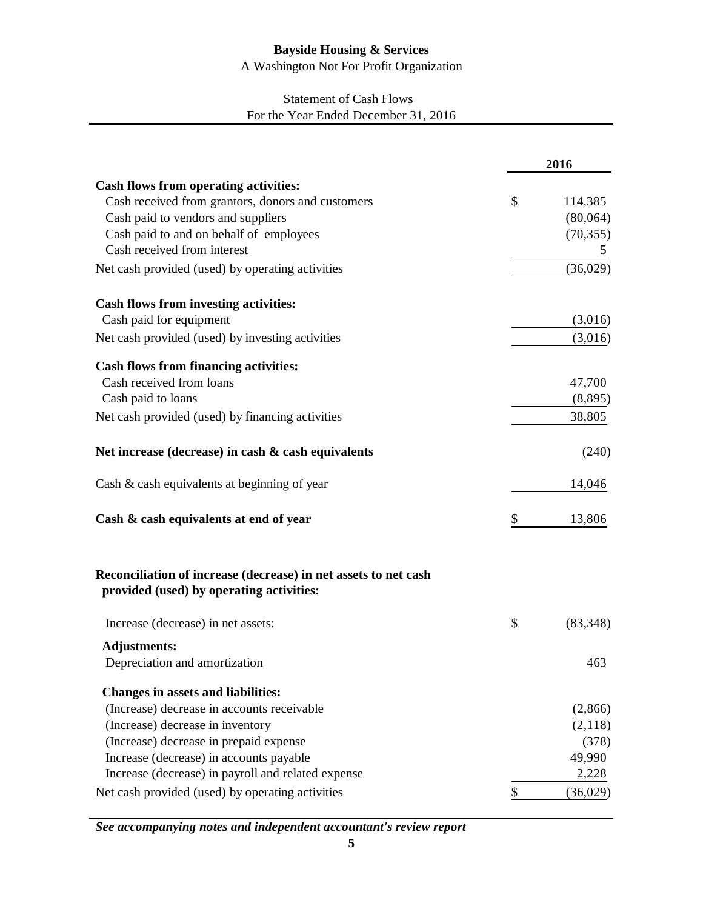**Bayside Housing & Services**

A Washington Not For Profit Organization

Statement of Cash Flows

For the Year Ended December 31, 2016

| | 2016 |
|---|---|
| **Cash flows from operating activities:** | |
| Cash received from grantors, donors and customers | $ 114,385 |
| Cash paid to vendors and suppliers | (80,064) |
| Cash paid to and on behalf of employees | (70,355) |
| Cash received from interest | 5 |
| Net cash provided (used) by operating activities | (36,029) |
| **Cash flows from investing activities:** | |
| Cash paid for equipment | (3,016) |
| Net cash provided (used) by investing activities | (3,016) |
| **Cash flows from financing activities:** | |
| Cash received from loans | 47,700 |
| Cash paid to loans | (8,895) |
| Net cash provided (used) by financing activities | 38,805 |
| **Net increase (decrease) in cash & cash equivalents** | (240) |
| Cash & cash equivalents at beginning of year | 14,046 |
| **Cash & cash equivalents at end of year** | $ 13,806 |

| **Reconciliation of increase (decrease) in net assets to net cash provided (used) by operating activities:** | |
|---|---|
| Increase (decrease) in net assets: | $ (83,348) |
| **Adjustments:** | |
| Depreciation and amortization | 463 |
| **Changes in assets and liabilities:** | |
| (Increase) decrease in accounts receivable | (2,866) |
| (Increase) decrease in inventory | (2,118) |
| (Increase) decrease in prepaid expense | (378) |
| Increase (decrease) in accounts payable | 49,990 |
| Increase (decrease) in payroll and related expense | 2,228 |
| Net cash provided (used) by operating activities | $ (36,029) |

***See accompanying notes and independent accountant's review report***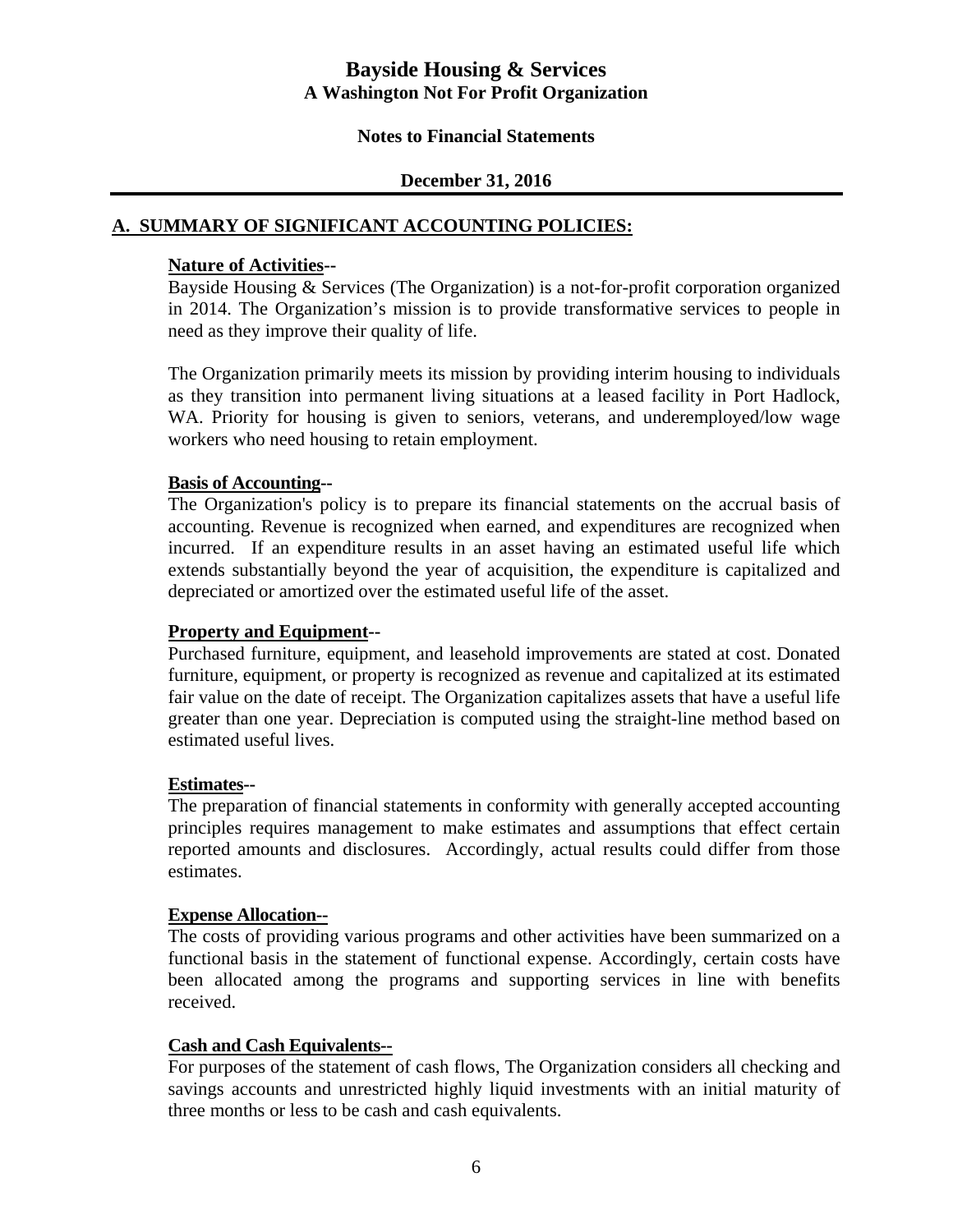# Bayside Housing & Services
## A Washington Not For Profit Organization

### Notes to Financial Statements

### December 31, 2016

## A. SUMMARY OF SIGNIFICANT ACCOUNTING POLICIES:

**Nature of Activities--**
Bayside Housing & Services (The Organization) is a not-for-profit corporation organized in 2014. The Organization's mission is to provide transformative services to people in need as they improve their quality of life.

The Organization primarily meets its mission by providing interim housing to individuals as they transition into permanent living situations at a leased facility in Port Hadlock, WA. Priority for housing is given to seniors, veterans, and underemployed/low wage workers who need housing to retain employment.

**Basis of Accounting--**
The Organization's policy is to prepare its financial statements on the accrual basis of accounting. Revenue is recognized when earned, and expenditures are recognized when incurred. If an expenditure results in an asset having an estimated useful life which extends substantially beyond the year of acquisition, the expenditure is capitalized and depreciated or amortized over the estimated useful life of the asset.

**Property and Equipment--**
Purchased furniture, equipment, and leasehold improvements are stated at cost. Donated furniture, equipment, or property is recognized as revenue and capitalized at its estimated fair value on the date of receipt. The Organization capitalizes assets that have a useful life greater than one year. Depreciation is computed using the straight-line method based on estimated useful lives.

**Estimates--**
The preparation of financial statements in conformity with generally accepted accounting principles requires management to make estimates and assumptions that effect certain reported amounts and disclosures. Accordingly, actual results could differ from those estimates.

**Expense Allocation--**
The costs of providing various programs and other activities have been summarized on a functional basis in the statement of functional expense. Accordingly, certain costs have been allocated among the programs and supporting services in line with benefits received.

**Cash and Cash Equivalents--**
For purposes of the statement of cash flows, The Organization considers all checking and savings accounts and unrestricted highly liquid investments with an initial maturity of three months or less to be cash and cash equivalents.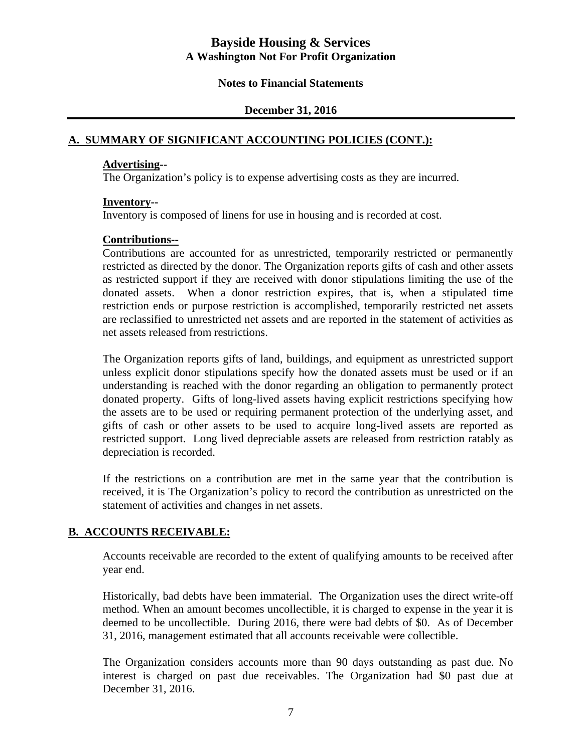## A. SUMMARY OF SIGNIFICANT ACCOUNTING POLICIES (CONT.):

**Advertising--**
The Organization's policy is to expense advertising costs as they are incurred.

**Inventory--**
Inventory is composed of linens for use in housing and is recorded at cost.

**Contributions--**
Contributions are accounted for as unrestricted, temporarily restricted or permanently restricted as directed by the donor. The Organization reports gifts of cash and other assets as restricted support if they are received with donor stipulations limiting the use of the donated assets. When a donor restriction expires, that is, when a stipulated time restriction ends or purpose restriction is accomplished, temporarily restricted net assets are reclassified to unrestricted net assets and are reported in the statement of activities as net assets released from restrictions.

The Organization reports gifts of land, buildings, and equipment as unrestricted support unless explicit donor stipulations specify how the donated assets must be used or if an understanding is reached with the donor regarding an obligation to permanently protect donated property. Gifts of long-lived assets having explicit restrictions specifying how the assets are to be used or requiring permanent protection of the underlying asset, and gifts of cash or other assets to be used to acquire long-lived assets are reported as restricted support. Long lived depreciable assets are released from restriction ratably as depreciation is recorded.

If the restrictions on a contribution are met in the same year that the contribution is received, it is The Organization's policy to record the contribution as unrestricted on the statement of activities and changes in net assets.

## B. ACCOUNTS RECEIVABLE:

Accounts receivable are recorded to the extent of qualifying amounts to be received after year end.

Historically, bad debts have been immaterial. The Organization uses the direct write-off method. When an amount becomes uncollectible, it is charged to expense in the year it is deemed to be uncollectible. During 2016, there were bad debts of $0. As of December 31, 2016, management estimated that all accounts receivable were collectible.

The Organization considers accounts more than 90 days outstanding as past due. No interest is charged on past due receivables. The Organization had $0 past due at December 31, 2016.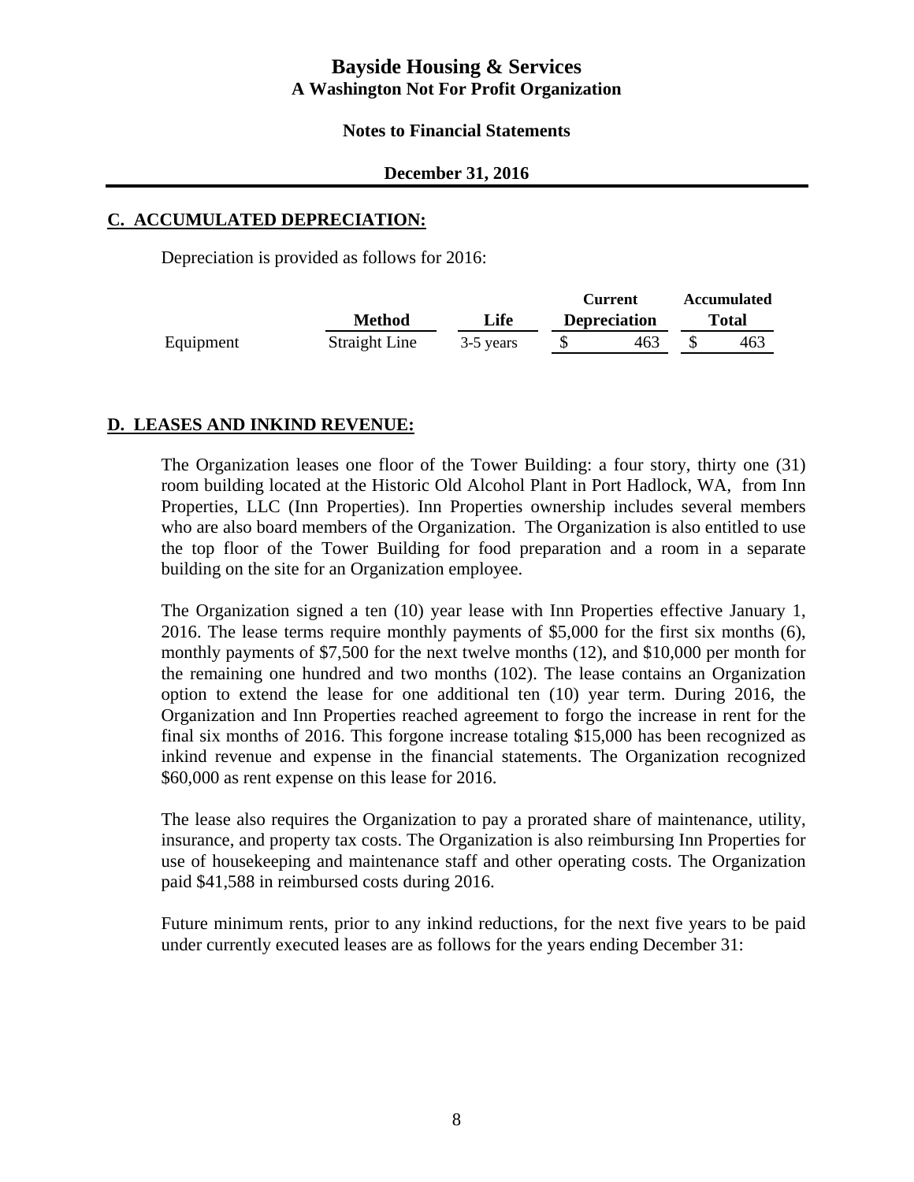# Bayside Housing & Services

## A Washington Not For Profit Organization

### Notes to Financial Statements

### December 31, 2016

## C. ACCUMULATED DEPRECIATION:

Depreciation is provided as follows for 2016:

| | Method | Life | Current Depreciation | Accumulated Total |
|---|---|---|---|---|
| Equipment | Straight Line | 3-5 years | $ 463 | $ 463 |

## D. LEASES AND INKIND REVENUE:

The Organization leases one floor of the Tower Building: a four story, thirty one (31) room building located at the Historic Old Alcohol Plant in Port Hadlock, WA, from Inn Properties, LLC (Inn Properties). Inn Properties ownership includes several members who are also board members of the Organization. The Organization is also entitled to use the top floor of the Tower Building for food preparation and a room in a separate building on the site for an Organization employee.

The Organization signed a ten (10) year lease with Inn Properties effective January 1, 2016. The lease terms require monthly payments of $5,000 for the first six months (6), monthly payments of $7,500 for the next twelve months (12), and $10,000 per month for the remaining one hundred and two months (102). The lease contains an Organization option to extend the lease for one additional ten (10) year term. During 2016, the Organization and Inn Properties reached agreement to forgo the increase in rent for the final six months of 2016. This forgone increase totaling $15,000 has been recognized as inkind revenue and expense in the financial statements. The Organization recognized $60,000 as rent expense on this lease for 2016.

The lease also requires the Organization to pay a prorated share of maintenance, utility, insurance, and property tax costs. The Organization is also reimbursing Inn Properties for use of housekeeping and maintenance staff and other operating costs. The Organization paid $41,588 in reimbursed costs during 2016.

Future minimum rents, prior to any inkind reductions, for the next five years to be paid under currently executed leases are as follows for the years ending December 31: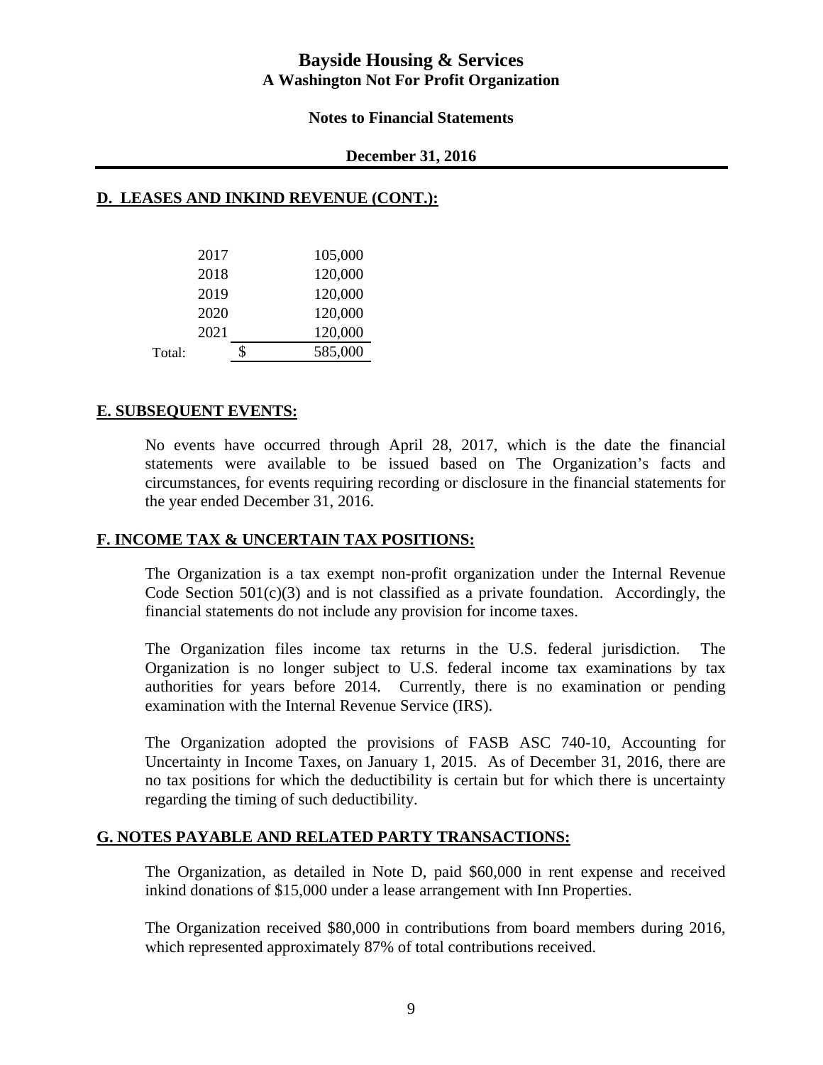## D. LEASES AND INKIND REVENUE (CONT.):

| | | |
|---|---|---|
| 2017 | | 105,000 |
| 2018 | | 120,000 |
| 2019 | | 120,000 |
| 2020 | | 120,000 |
| 2021 | | 120,000 |
| Total: | $ | 585,000 |

## E. SUBSEQUENT EVENTS:

No events have occurred through April 28, 2017, which is the date the financial statements were available to be issued based on The Organization's facts and circumstances, for events requiring recording or disclosure in the financial statements for the year ended December 31, 2016.

## F. INCOME TAX & UNCERTAIN TAX POSITIONS:

The Organization is a tax exempt non-profit organization under the Internal Revenue Code Section 501(c)(3) and is not classified as a private foundation. Accordingly, the financial statements do not include any provision for income taxes.

The Organization files income tax returns in the U.S. federal jurisdiction. The Organization is no longer subject to U.S. federal income tax examinations by tax authorities for years before 2014. Currently, there is no examination or pending examination with the Internal Revenue Service (IRS).

The Organization adopted the provisions of FASB ASC 740-10, Accounting for Uncertainty in Income Taxes, on January 1, 2015. As of December 31, 2016, there are no tax positions for which the deductibility is certain but for which there is uncertainty regarding the timing of such deductibility.

## G. NOTES PAYABLE AND RELATED PARTY TRANSACTIONS:

The Organization, as detailed in Note D, paid $60,000 in rent expense and received inkind donations of $15,000 under a lease arrangement with Inn Properties.

The Organization received $80,000 in contributions from board members during 2016, which represented approximately 87% of total contributions received.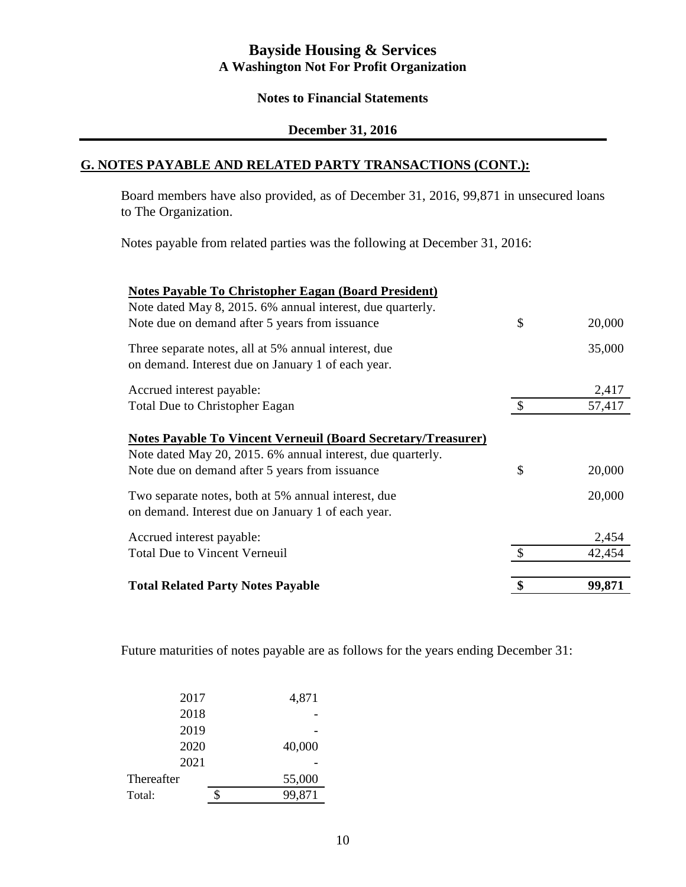# Bayside Housing & Services
## A Washington Not For Profit Organization

### Notes to Financial Statements

### December 31, 2016

## G. NOTES PAYABLE AND RELATED PARTY TRANSACTIONS (CONT.):

Board members have also provided, as of December 31, 2016, 99,871 in unsecured loans to The Organization.

Notes payable from related parties was the following at December 31, 2016:

| | | |
|---|---|---|
| **Notes Payable To Christopher Eagan (Board President)** | | |
| Note dated May 8, 2015. 6% annual interest, due quarterly. Note due on demand after 5 years from issuance | $ | 20,000 |
| Three separate notes, all at 5% annual interest, due on demand. Interest due on January 1 of each year. | | 35,000 |
| Accrued interest payable: | | 2,417 |
| Total Due to Christopher Eagan | $ | 57,417 |
| **Notes Payable To Vincent Verneuil (Board Secretary/Treasurer)** | | |
| Note dated May 20, 2015. 6% annual interest, due quarterly. Note due on demand after 5 years from issuance | $ | 20,000 |
| Two separate notes, both at 5% annual interest, due on demand. Interest due on January 1 of each year. | | 20,000 |
| Accrued interest payable: | | 2,454 |
| Total Due to Vincent Verneuil | $ | 42,454 |
| **Total Related Party Notes Payable** | **$** | **99,871** |

Future maturities of notes payable are as follows for the years ending December 31:

| | | |
|---|---|---|
| 2017 | | 4,871 |
| 2018 | | - |
| 2019 | | - |
| 2020 | | 40,000 |
| 2021 | | - |
| Thereafter | | 55,000 |
| Total: | $ | 99,871 |